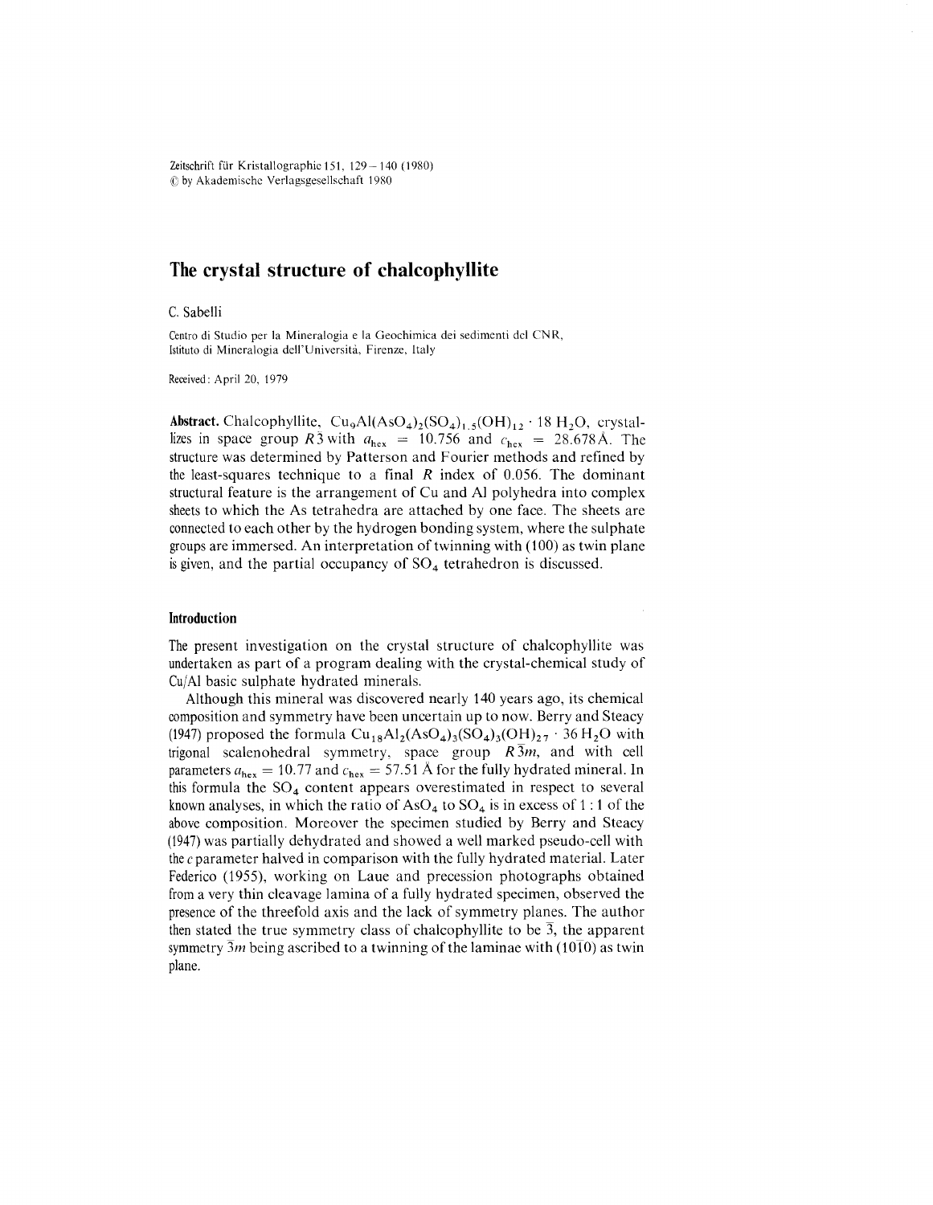# The crystal structure of chalcophyllite

C. Sabelli

Centro di Studio per la Mineralogia e la Geochimica dei sedimenti del CNR, Istituto di Mineralogia dell'Università, Firenze, Italy

Received: April 20, 1979

**Abstract.** Chalcophyllite, $Cu_9Al(AsO_4)_2(SO_4)_{1.5}(OH)_{12} \cdot 18\,H_2O$, crystallizes in space group $R\bar{3}$ with $a_{hex} = 10.756$ and $c_{hex} = 28.678\,Å$. The structure was determined by Patterson and Fourier methods and refined by the least-squares technique to a final $R$ index of 0.056. The dominant structural feature is the arrangement of Cu and Al polyhedra into complex sheets to which the As tetrahedra are attached by one face. The sheets are connected to each other by the hydrogen bonding system, where the sulphate groups are immersed. An interpretation of twinning with (100) as twin plane is given, and the partial occupancy of $SO_4$ tetrahedron is discussed.

## Introduction

The present investigation on the crystal structure of chalcophyllite was undertaken as part of a program dealing with the crystal-chemical study of Cu/Al basic sulphate hydrated minerals.

Although this mineral was discovered nearly 140 years ago, its chemical composition and symmetry have been uncertain up to now. Berry and Steacy (1947) proposed the formula $Cu_{18}Al_2(AsO_4)_3(SO_4)_3(OH)_{27} \cdot 36\,H_2O$ with trigonal scalenohedral symmetry, space group $R\bar{3}m$, and with cell parameters $a_{hex} = 10.77$ and $c_{hex} = 57.51\,Å$ for the fully hydrated mineral. In this formula the $SO_4$ content appears overestimated in respect to several known analyses, in which the ratio of $AsO_4$ to $SO_4$ is in excess of 1 : 1 of the above composition. Moreover the specimen studied by Berry and Steacy (1947) was partially dehydrated and showed a well marked pseudo-cell with the $c$ parameter halved in comparison with the fully hydrated material. Later Federico (1955), working on Laue and precession photographs obtained from a very thin cleavage lamina of a fully hydrated specimen, observed the presence of the threefold axis and the lack of symmetry planes. The author then stated the true symmetry class of chalcophyllite to be $\bar{3}$, the apparent symmetry $\bar{3}m$ being ascribed to a twinning of the laminae with $(10\bar{1}0)$ as twin plane.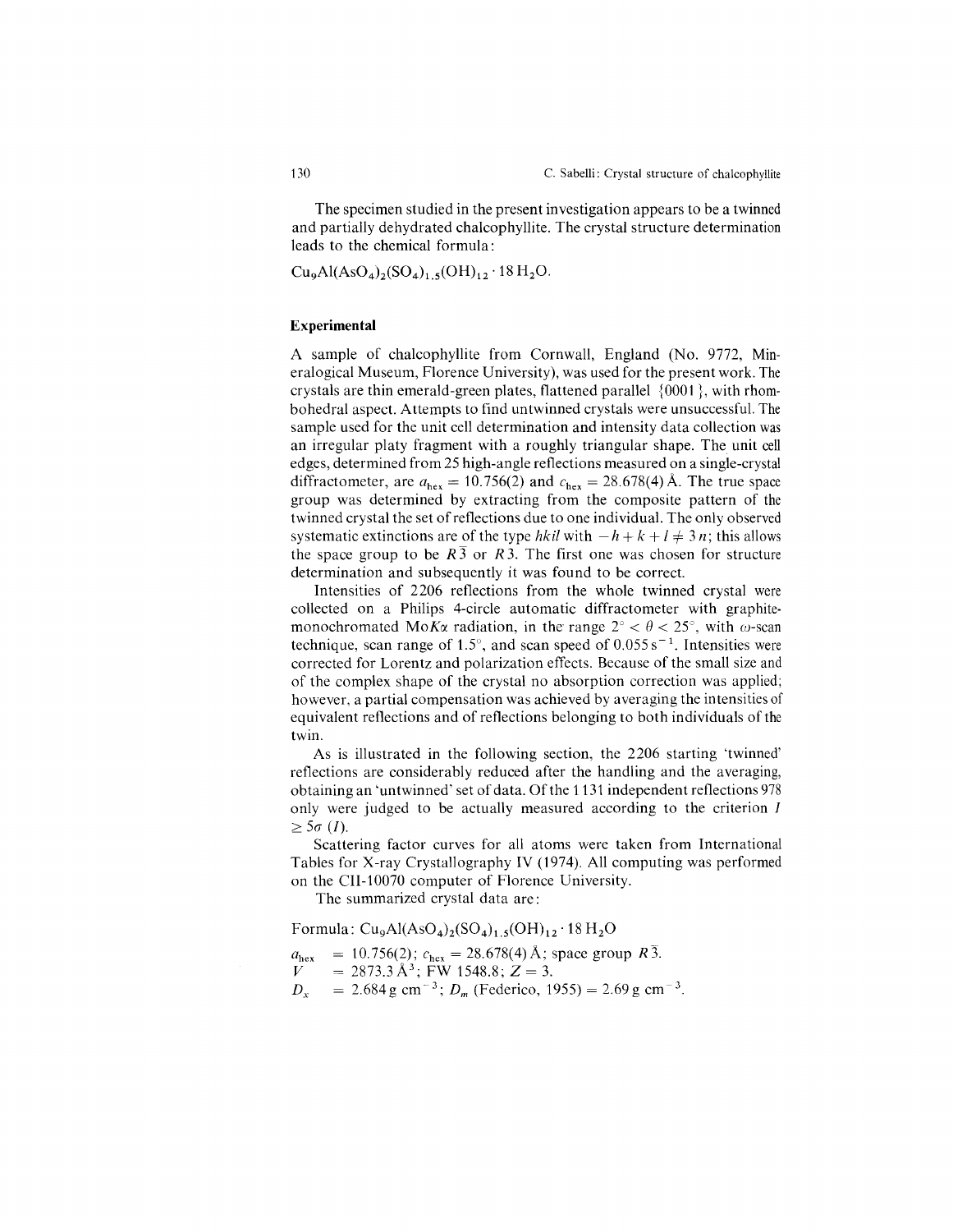The specimen studied in the present investigation appears to be a twinned and partially dehydrated chalcophyllite. The crystal structure determination leads to the chemical formula:

$Cu_9Al(AsO_4)_2(SO_4)_{1.5}(OH)_{12} \cdot 18\,H_2O$.

## Experimental

A sample of chalcophyllite from Cornwall, England (No. 9772, Mineralogical Museum, Florence University), was used for the present work. The crystals are thin emerald-green plates, flattened parallel {0001}, with rhombohedral aspect. Attempts to find untwinned crystals were unsuccessful. The sample used for the unit cell determination and intensity data collection was an irregular platy fragment with a roughly triangular shape. The unit cell edges, determined from 25 high-angle reflections measured on a single-crystal diffractometer, are $a_{hex} = 10.756(2)$ and $c_{hex} = 28.678(4)$ Å. The true space group was determined by extracting from the composite pattern of the twinned crystal the set of reflections due to one individual. The only observed systematic extinctions are of the type *hkil* with $-h + k + l \neq 3n$; this allows the space group to be $R\bar{3}$ or $R3$. The first one was chosen for structure determination and subsequently it was found to be correct.

Intensities of 2206 reflections from the whole twinned crystal were collected on a Philips 4-circle automatic diffractometer with graphite-monochromated Mo$K\alpha$ radiation, in the range $2° < \theta < 25°$, with $\omega$-scan technique, scan range of 1.5°, and scan speed of $0.055\,s^{-1}$. Intensities were corrected for Lorentz and polarization effects. Because of the small size and of the complex shape of the crystal no absorption correction was applied; however, a partial compensation was achieved by averaging the intensities of equivalent reflections and of reflections belonging to both individuals of the twin.

As is illustrated in the following section, the 2206 starting 'twinned' reflections are considerably reduced after the handling and the averaging, obtaining an 'untwinned' set of data. Of the 1131 independent reflections 978 only were judged to be actually measured according to the criterion $I \geq 5\sigma(I)$.

Scattering factor curves for all atoms were taken from International Tables for X-ray Crystallography IV (1974). All computing was performed on the CII-10070 computer of Florence University.

The summarized crystal data are:

Formula: $Cu_9Al(AsO_4)_2(SO_4)_{1.5}(OH)_{12} \cdot 18\,H_2O$

$a_{hex}$ = 10.756(2); $c_{hex}$ = 28.678(4) Å; space group $R\bar{3}$.
$V$ = 2873.3 Å$^3$; FW 1548.8; $Z = 3$.
$D_x$ = 2.684 g cm$^{-3}$; $D_m$ (Federico, 1955) = 2.69 g cm$^{-3}$.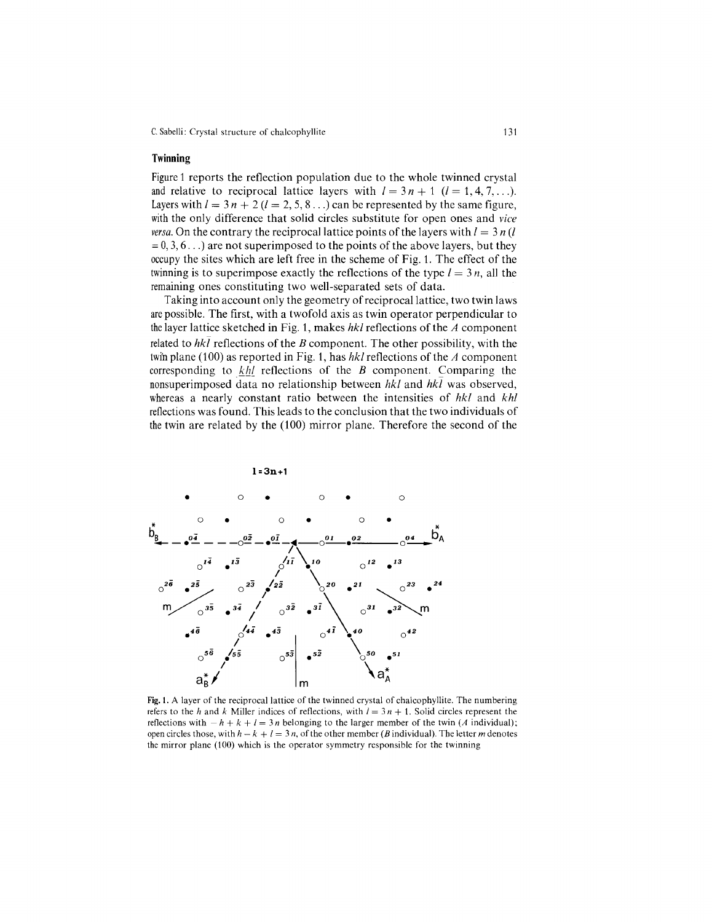## Twinning

Figure 1 reports the reflection population due to the whole twinned crystal and relative to reciprocal lattice layers with $l = 3n + 1$ ($l = 1, 4, 7, \ldots$). Layers with $l = 3n + 2$ ($l = 2, 5, 8 \ldots$) can be represented by the same figure, with the only difference that solid circles substitute for open ones and *vice versa*. On the contrary the reciprocal lattice points of the layers with $l = 3n$ ($l = 0, 3, 6 \ldots$) are not superimposed to the points of the above layers, but they occupy the sites which are left free in the scheme of Fig. 1. The effect of the twinning is to superimpose exactly the reflections of the type $l = 3n$, all the remaining ones constituting two well-separated sets of data.

Taking into account only the geometry of reciprocal lattice, two twin laws are possible. The first, with a twofold axis as twin operator perpendicular to the layer lattice sketched in Fig. 1, makes $hkl$ reflections of the $A$ component related to $hk\bar{l}$ reflections of the $B$ component. The other possibility, with the twin plane (100) as reported in Fig. 1, has $hkl$ reflections of the $A$ component corresponding to $\bar{k}\bar{h}\bar{l}$ reflections of the $B$ component. Comparing the nonsuperimposed data no relationship between $hkl$ and $hk\bar{l}$ was observed, whereas a nearly constant ratio between the intensities of $hkl$ and $khl$ reflections was found. This leads to the conclusion that the two individuals of the twin are related by the (100) mirror plane. Therefore the second of the

**Fig. 1.** A layer of the reciprocal lattice of the twinned crystal of chalcophyllite. The numbering refers to the $h$ and $k$ Miller indices of reflections, with $l = 3n + 1$. Solid circles represent the reflections with $-h + k + l = 3n$ belonging to the larger member of the twin ($A$ individual); open circles those, with $h - k + l = 3n$, of the other member ($B$ individual). The letter $m$ denotes the mirror plane (100) which is the operator symmetry responsible for the twinning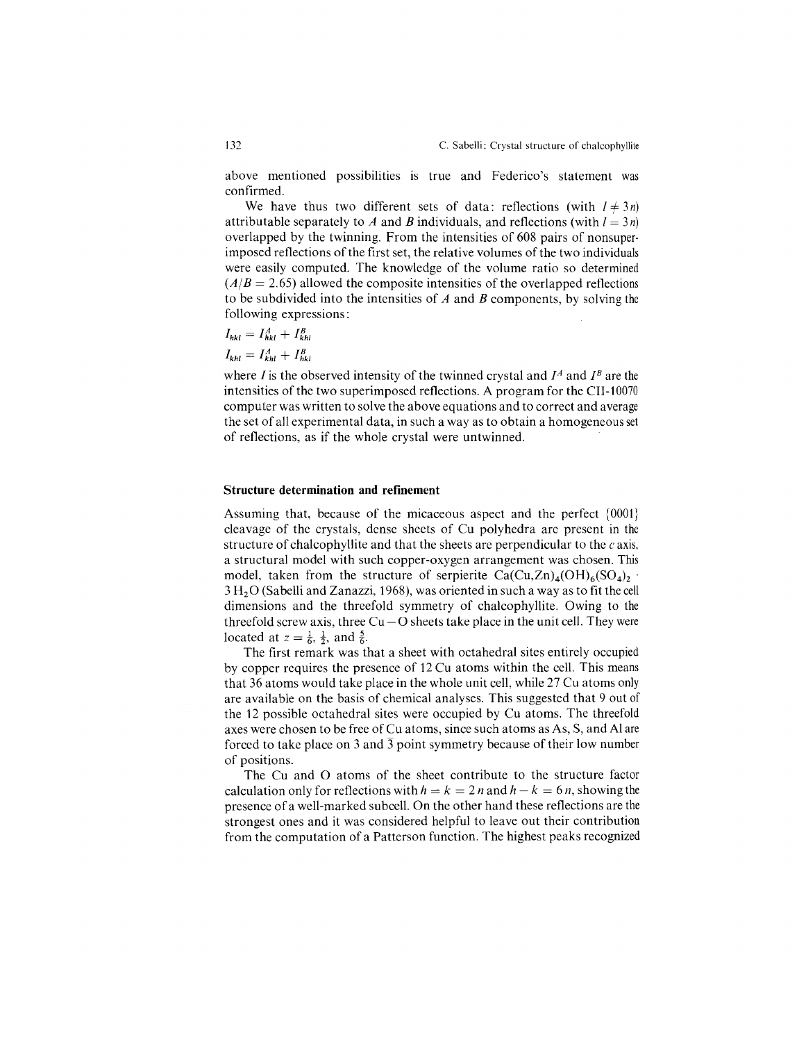above mentioned possibilities is true and Federico's statement was confirmed.

We have thus two different sets of data: reflections (with $l \neq 3n$) attributable separately to $A$ and $B$ individuals, and reflections (with $l = 3n$) overlapped by the twinning. From the intensities of 608 pairs of nonsuperimposed reflections of the first set, the relative volumes of the two individuals were easily computed. The knowledge of the volume ratio so determined ($A/B = 2.65$) allowed the composite intensities of the overlapped reflections to be subdivided into the intensities of $A$ and $B$ components, by solving the following expressions:

$$I_{hkl} = I^{A}_{hkl} + I^{B}_{khl}$$

$$I_{khl} = I^{A}_{khl} + I^{B}_{hkl}$$

where $I$ is the observed intensity of the twinned crystal and $I^A$ and $I^B$ are the intensities of the two superimposed reflections. A program for the CII-10070 computer was written to solve the above equations and to correct and average the set of all experimental data, in such a way as to obtain a homogeneous set of reflections, as if the whole crystal were untwinned.

### Structure determination and refinement

Assuming that, because of the micaceous aspect and the perfect {0001} cleavage of the crystals, dense sheets of Cu polyhedra are present in the structure of chalcophyllite and that the sheets are perpendicular to the $c$ axis, a structural model with such copper-oxygen arrangement was chosen. This model, taken from the structure of serpierite $Ca(Cu,Zn)_4(OH)_6(SO_4)_2 \cdot 3\,H_2O$ (Sabelli and Zanazzi, 1968), was oriented in such a way as to fit the cell dimensions and the threefold symmetry of chalcophyllite. Owing to the threefold screw axis, three Cu–O sheets take place in the unit cell. They were located at $z = \frac{1}{6}$, $\frac{1}{2}$, and $\frac{5}{6}$.

The first remark was that a sheet with octahedral sites entirely occupied by copper requires the presence of 12 Cu atoms within the cell. This means that 36 atoms would take place in the whole unit cell, while 27 Cu atoms only are available on the basis of chemical analyses. This suggested that 9 out of the 12 possible octahedral sites were occupied by Cu atoms. The threefold axes were chosen to be free of Cu atoms, since such atoms as As, S, and Al are forced to take place on 3 and $\bar{3}$ point symmetry because of their low number of positions.

The Cu and O atoms of the sheet contribute to the structure factor calculation only for reflections with $h = k = 2n$ and $h - k = 6n$, showing the presence of a well-marked subcell. On the other hand these reflections are the strongest ones and it was considered helpful to leave out their contribution from the computation of a Patterson function. The highest peaks recognized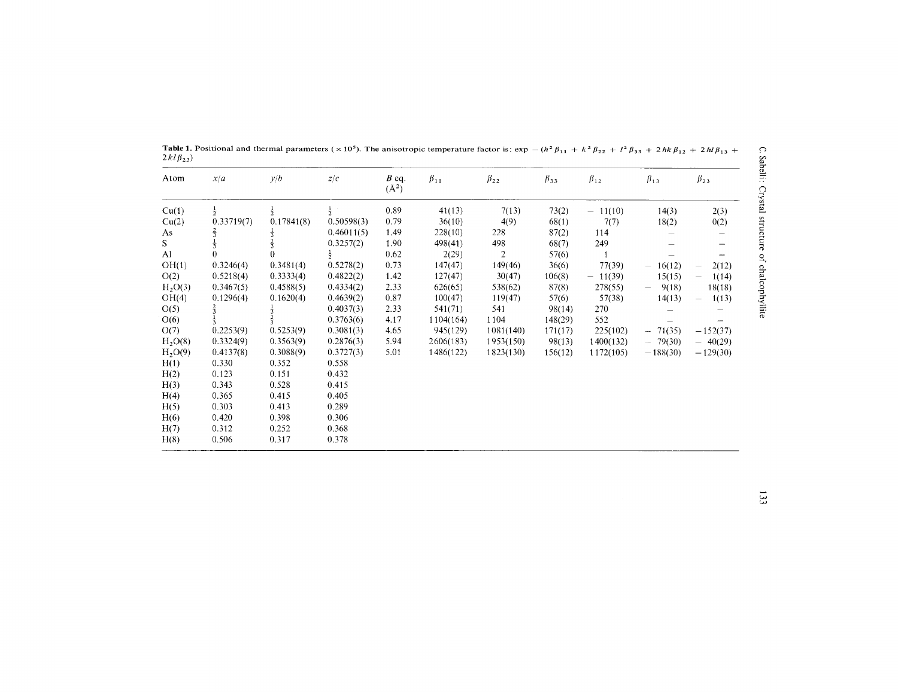**Table 1.** Positional and thermal parameters ($\times 10^5$). The anisotropic temperature factor is: $\exp -(h^2\beta_{11} + k^2\beta_{22} + l^2\beta_{33} + 2hk\beta_{12} + 2hl\beta_{13} + 2kl\beta_{23})$

| Atom | $x/a$ | $y/b$ | $z/c$ | $B$ eq. (Å$^2$) | $\beta_{11}$ | $\beta_{22}$ | $\beta_{33}$ | $\beta_{12}$ | $\beta_{13}$ | $\beta_{23}$ |
|---|---|---|---|---|---|---|---|---|---|---|
| Cu(1) | $\frac{1}{2}$ | $\frac{1}{2}$ | $\frac{1}{2}$ | 0.89 | 41(13) | 7(13) | 73(2) | − 11(10) | 14(3) | 2(3) |
| Cu(2) | 0.33719(7) | 0.17841(8) | 0.50598(3) | 0.79 | 36(10) | 4(9) | 68(1) | 7(7) | 18(2) | 0(2) |
| As | $\frac{2}{3}$ | $\frac{1}{3}$ | 0.46011(5) | 1.49 | 228(10) | 228 | 87(2) | 114 | − | − |
| S | $\frac{1}{3}$ | $\frac{2}{3}$ | 0.3257(2) | 1.90 | 498(41) | 498 | 68(7) | 249 | − | − |
| Al | 0 | 0 | $\frac{1}{2}$ | 0.62 | 2(29) | 2 | 57(6) | 1 | − | − |
| OH(1) | 0.3246(4) | 0.3481(4) | 0.5278(2) | 0.73 | 147(47) | 149(46) | 36(6) | 77(39) | − 16(12) | − 2(12) |
| O(2) | 0.5218(4) | 0.3333(4) | 0.4822(2) | 1.42 | 127(47) | 30(47) | 106(8) | − 11(39) | 15(15) | − 1(14) |
| $H_2O(3)$ | 0.3467(5) | 0.4588(5) | 0.4334(2) | 2.33 | 626(65) | 538(62) | 87(8) | 278(55) | − 9(18) | 18(18) |
| OH(4) | 0.1296(4) | 0.1620(4) | 0.4639(2) | 0.87 | 100(47) | 119(47) | 57(6) | 57(38) | 14(13) | − 1(13) |
| O(5) | $\frac{2}{3}$ | $\frac{1}{3}$ | 0.4037(3) | 2.33 | 541(71) | 541 | 98(14) | 270 | − | − |
| O(6) | $\frac{1}{3}$ | $\frac{2}{3}$ | 0.3763(6) | 4.17 | 1104(164) | 1104 | 148(29) | 552 | − | − |
| O(7) | 0.2253(9) | 0.5253(9) | 0.3081(3) | 4.65 | 945(129) | 1081(140) | 171(17) | 225(102) | − 71(35) | −152(37) |
| $H_2O(8)$ | 0.3324(9) | 0.3563(9) | 0.2876(3) | 5.94 | 2606(183) | 1953(150) | 98(13) | 1400(132) | − 79(30) | − 40(29) |
| $H_2O(9)$ | 0.4137(8) | 0.3088(9) | 0.3727(3) | 5.01 | 1486(122) | 1823(130) | 156(12) | 1172(105) | −188(30) | −129(30) |
| H(1) | 0.330 | 0.352 | 0.558 | | | | | | | |
| H(2) | 0.123 | 0.151 | 0.432 | | | | | | | |
| H(3) | 0.343 | 0.528 | 0.415 | | | | | | | |
| H(4) | 0.365 | 0.415 | 0.405 | | | | | | | |
| H(5) | 0.303 | 0.413 | 0.289 | | | | | | | |
| H(6) | 0.420 | 0.398 | 0.306 | | | | | | | |
| H(7) | 0.312 | 0.252 | 0.368 | | | | | | | |
| H(8) | 0.506 | 0.317 | 0.378 | | | | | | | |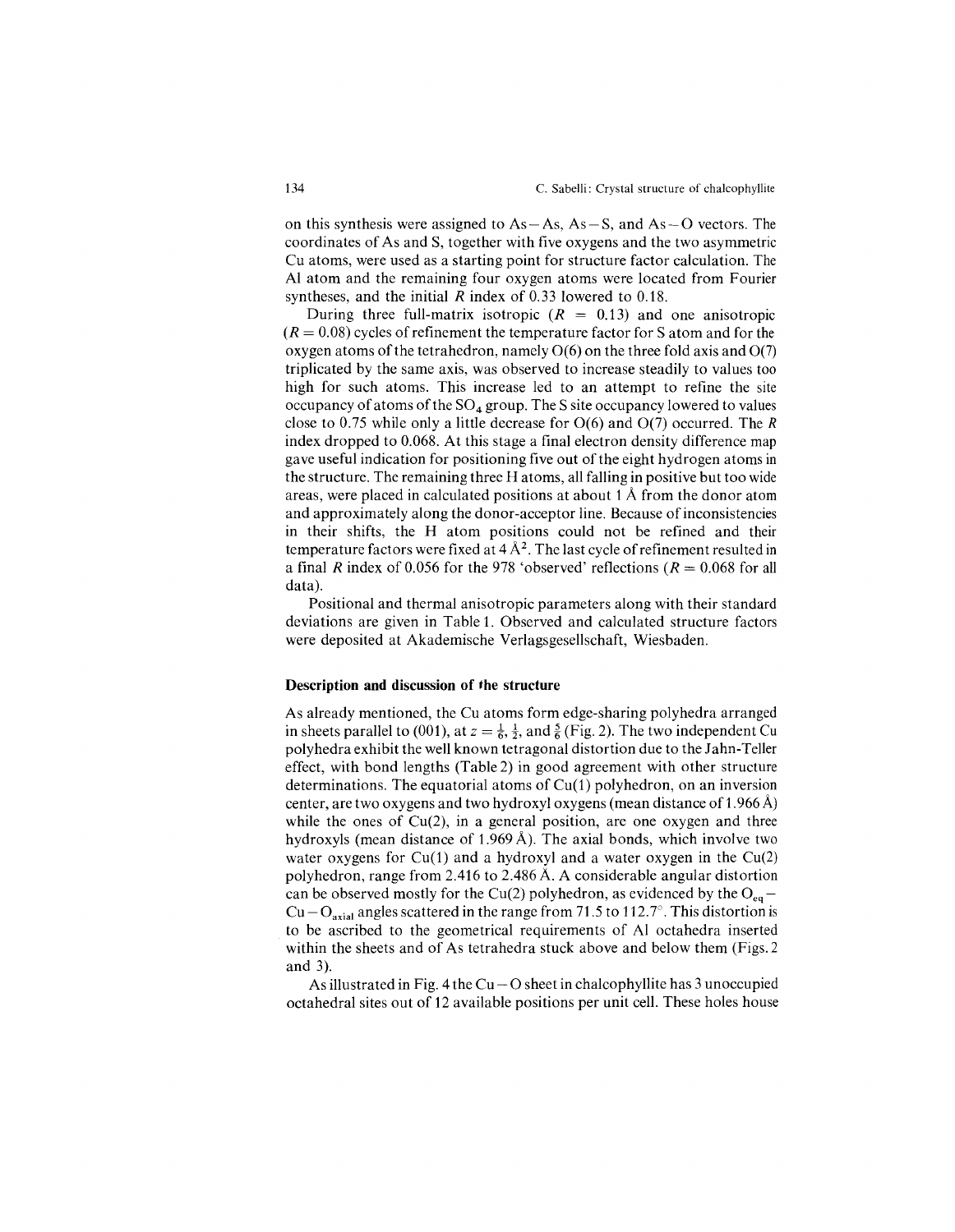on this synthesis were assigned to As – As, As – S, and As – O vectors. The coordinates of As and S, together with five oxygens and the two asymmetric Cu atoms, were used as a starting point for structure factor calculation. The Al atom and the remaining four oxygen atoms were located from Fourier syntheses, and the initial $R$ index of 0.33 lowered to 0.18.

During three full-matrix isotropic ($R = 0.13$) and one anisotropic ($R = 0.08$) cycles of refinement the temperature factor for S atom and for the oxygen atoms of the tetrahedron, namely O(6) on the three fold axis and O(7) triplicated by the same axis, was observed to increase steadily to values too high for such atoms. This increase led to an attempt to refine the site occupancy of atoms of the $SO_4$ group. The S site occupancy lowered to values close to 0.75 while only a little decrease for O(6) and O(7) occurred. The $R$ index dropped to 0.068. At this stage a final electron density difference map gave useful indication for positioning five out of the eight hydrogen atoms in the structure. The remaining three H atoms, all falling in positive but too wide areas, were placed in calculated positions at about 1 Å from the donor atom and approximately along the donor-acceptor line. Because of inconsistencies in their shifts, the H atom positions could not be refined and their temperature factors were fixed at 4 $Å^2$. The last cycle of refinement resulted in a final $R$ index of 0.056 for the 978 'observed' reflections ($R = 0.068$ for all data).

Positional and thermal anisotropic parameters along with their standard deviations are given in Table 1. Observed and calculated structure factors were deposited at Akademische Verlagsgesellschaft, Wiesbaden.

## Description and discussion of the structure

As already mentioned, the Cu atoms form edge-sharing polyhedra arranged in sheets parallel to (001), at $z = \frac{1}{6}, \frac{1}{2}$, and $\frac{5}{6}$ (Fig. 2). The two independent Cu polyhedra exhibit the well known tetragonal distortion due to the Jahn-Teller effect, with bond lengths (Table 2) in good agreement with other structure determinations. The equatorial atoms of Cu(1) polyhedron, on an inversion center, are two oxygens and two hydroxyl oxygens (mean distance of 1.966 Å) while the ones of Cu(2), in a general position, are one oxygen and three hydroxyls (mean distance of 1.969 Å). The axial bonds, which involve two water oxygens for Cu(1) and a hydroxyl and a water oxygen in the Cu(2) polyhedron, range from 2.416 to 2.486 Å. A considerable angular distortion can be observed mostly for the Cu(2) polyhedron, as evidenced by the $O_{eq}$ – Cu – $O_{axial}$ angles scattered in the range from 71.5 to 112.7°. This distortion is to be ascribed to the geometrical requirements of Al octahedra inserted within the sheets and of As tetrahedra stuck above and below them (Figs. 2 and 3).

As illustrated in Fig. 4 the Cu – O sheet in chalcophyllite has 3 unoccupied octahedral sites out of 12 available positions per unit cell. These holes house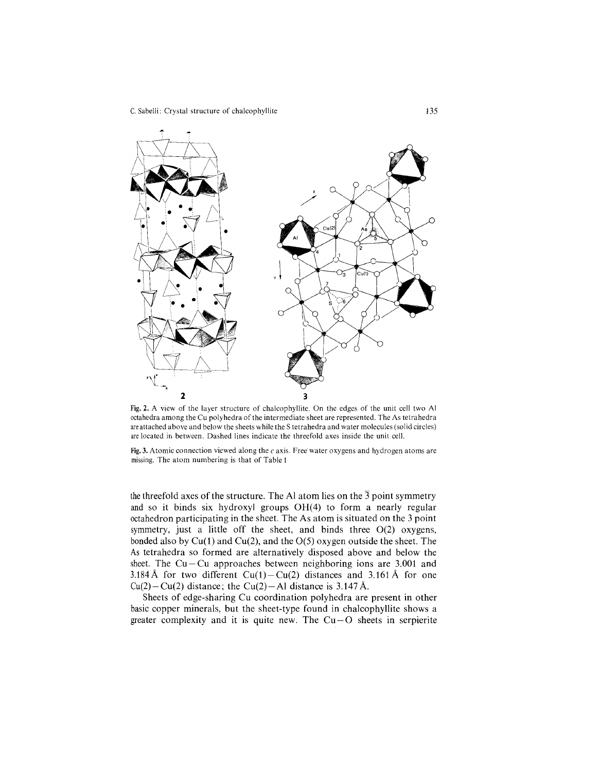Fig. 2. A view of the layer structure of chalcophyllite. On the edges of the unit cell two Al octahedra among the Cu polyhedra of the intermediate sheet are represented. The As tetrahedra are attached above and below the sheets while the S tetrahedra and water molecules (solid circles) are located in between. Dashed lines indicate the threefold axes inside the unit cell.

Fig. 3. Atomic connection viewed along the $c$ axis. Free water oxygens and hydrogen atoms are missing. The atom numbering is that of Table 1

the threefold axes of the structure. The Al atom lies on the $\bar{3}$ point symmetry and so it binds six hydroxyl groups OH(4) to form a nearly regular octahedron participating in the sheet. The As atom is situated on the 3 point symmetry, just a little off the sheet, and binds three O(2) oxygens, bonded also by Cu(1) and Cu(2), and the O(5) oxygen outside the sheet. The As tetrahedra so formed are alternatively disposed above and below the sheet. The Cu−Cu approaches between neighboring ions are 3.001 and 3.184 Å for two different Cu(1)−Cu(2) distances and 3.161 Å for one Cu(2)−Cu(2) distance; the Cu(2)−Al distance is 3.147 Å.

Sheets of edge-sharing Cu coordination polyhedra are present in other basic copper minerals, but the sheet-type found in chalcophyllite shows a greater complexity and it is quite new. The Cu−O sheets in serpierite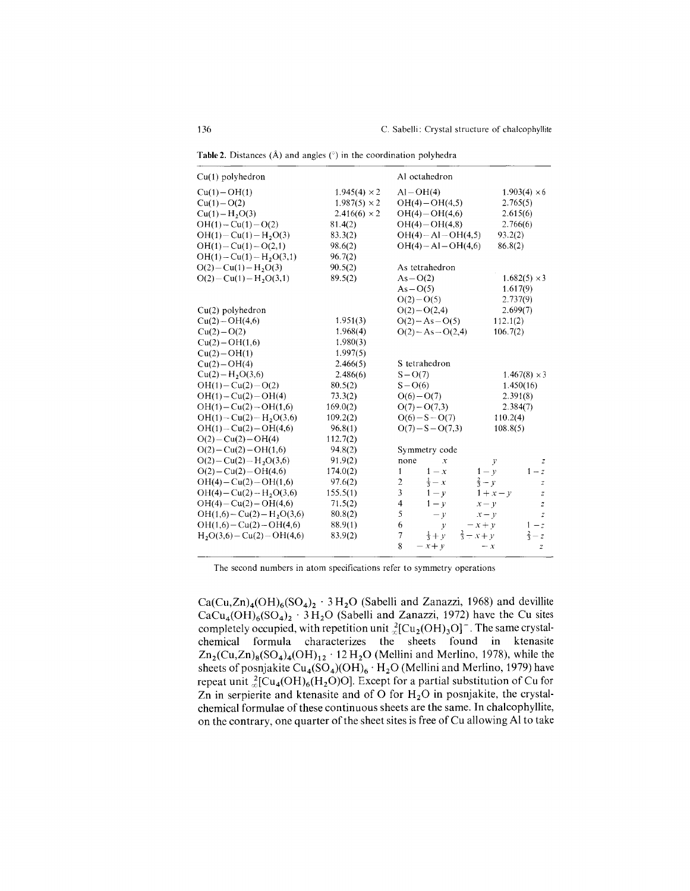**Table 2.** Distances (Å) and angles (°) in the coordination polyhedra

| Cu(1) polyhedron | | Al octahedron | |
|---|---|---|---|
| Cu(1)–OH(1) | 1.945(4) ×2 | Al–OH(4) | 1.903(4) ×6 |
| Cu(1)–O(2) | 1.987(5) ×2 | OH(4)–OH(4,5) | 2.765(5) |
| Cu(1)–$H_2O$(3) | 2.416(6) ×2 | OH(4)–OH(4,6) | 2.615(6) |
| OH(1)–Cu(1)–O(2) | 81.4(2) | OH(4)–OH(4,8) | 2.766(6) |
| OH(1)–Cu(1)–$H_2O$(3) | 83.3(2) | OH(4)–Al–OH(4,5) | 93.2(2) |
| OH(1)–Cu(1)–O(2,1) | 98.6(2) | OH(4)–Al–OH(4,6) | 86.8(2) |
| OH(1)–Cu(1)–$H_2O$(3,1) | 96.7(2) | | |
| O(2)–Cu(1)–$H_2O$(3) | 90.5(2) | As tetrahedron | |
| O(2)–Cu(1)–$H_2O$(3,1) | 89.5(2) | As–O(2) | 1.682(5) ×3 |
| | | As–O(5) | 1.617(9) |
| | | O(2)–O(5) | 2.737(9) |
| Cu(2) polyhedron | | O(2)–O(2,4) | 2.699(7) |
| Cu(2)–OH(4,6) | 1.951(3) | O(2)–As–O(5) | 112.1(2) |
| Cu(2)–O(2) | 1.968(4) | O(2)–As–O(2,4) | 106.7(2) |
| Cu(2)–OH(1,6) | 1.980(3) | | |
| Cu(2)–OH(1) | 1.997(5) | | |
| Cu(2)–OH(4) | 2.466(5) | S tetrahedron | |
| Cu(2)–$H_2O$(3,6) | 2.486(6) | S–O(7) | 1.467(8) ×3 |
| OH(1)–Cu(2)–O(2) | 80.5(2) | S–O(6) | 1.450(16) |
| OH(1)–Cu(2)–OH(4) | 73.3(2) | O(6)–O(7) | 2.391(8) |
| OH(1)–Cu(2)–OH(1,6) | 169.0(2) | O(7)–O(7,3) | 2.384(7) |
| OH(1)–Cu(2)–$H_2O$(3,6) | 109.2(2) | O(6)–S–O(7) | 110.2(4) |
| OH(1)–Cu(2)–OH(4,6) | 96.8(1) | O(7)–S–O(7,3) | 108.8(5) |
| O(2)–Cu(2)–OH(4) | 112.7(2) | | |
| O(2)–Cu(2)–OH(1,6) | 94.8(2) | Symmetry code | |
| O(2)–Cu(2)–$H_2O$(3,6) | 91.9(2) | none | $x$, $y$, $z$ |
| O(2)–Cu(2)–OH(4,6) | 174.0(2) | 1 | $1-x$, $1-y$, $1-z$ |
| OH(4)–Cu(2)–OH(1,6) | 97.6(2) | 2 | $\frac{1}{3}-x$, $\frac{2}{3}-y$, $z$ |
| OH(4)–Cu(2)–$H_2O$(3,6) | 155.5(1) | 3 | $1-y$, $1+x-y$, $z$ |
| OH(4)–Cu(2)–OH(4,6) | 71.5(2) | 4 | $1-y$, $x-y$, $z$ |
| OH(1,6)–Cu(2)–$H_2O$(3,6) | 80.8(2) | 5 | $-y$, $x-y$, $z$ |
| OH(1,6)–Cu(2)–OH(4,6) | 88.9(1) | 6 | $y$, $-x+y$, $1-z$ |
| $H_2O$(3,6)–Cu(2)–OH(4,6) | 83.9(2) | 7 | $\frac{1}{3}+y$, $\frac{2}{3}-x+y$, $\frac{2}{3}-z$ |
| | | 8 | $-x+y$, $-x$, $z$ |

The second numbers in atom specifications refer to symmetry operations

$Ca(Cu,Zn)_4(OH)_6(SO_4)_2 \cdot 3\,H_2O$ (Sabelli and Zanazzi, 1968) and devillite $CaCu_4(OH)_6(SO_4)_2 \cdot 3\,H_2O$ (Sabelli and Zanazzi, 1972) have the Cu sites completely occupied, with repetition unit $^2_\infty[Cu_2(OH)_3O]^-$. The same crystal-chemical formula characterizes the sheets found in ktenasite $Zn_2(Cu,Zn)_8(SO_4)_4(OH)_{12} \cdot 12\,H_2O$ (Mellini and Merlino, 1978), while the sheets of posnjakite $Cu_4(SO_4)(OH)_6 \cdot H_2O$ (Mellini and Merlino, 1979) have repeat unit $^2_\infty[Cu_4(OH)_6(H_2O)O]$. Except for a partial substitution of Cu for Zn in serpierite and ktenasite and of O for $H_2O$ in posnjakite, the crystal-chemical formulae of these continuous sheets are the same. In chalcophyllite, on the contrary, one quarter of the sheet sites is free of Cu allowing Al to take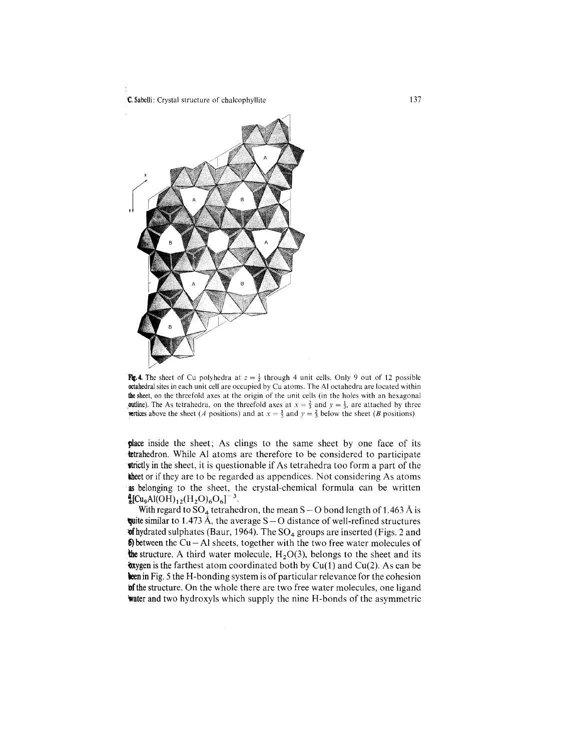Fig. 4. The sheet of Cu polyhedra at $z = \frac{1}{2}$ through 4 unit cells. Only 9 out of 12 possible octahedral sites in each unit cell are occupied by Cu atoms. The Al octahedra are located within the sheet, on the threefold axes at the origin of the unit cells (in the holes with an hexagonal outline). The As tetrahedra, on the threefold axes at $x = \frac{2}{3}$ and $y = \frac{1}{3}$, are attached by three vertices above the sheet (*A* positions) and at $x = \frac{1}{3}$ and $y = \frac{2}{3}$ below the sheet (*B* positions)

place inside the sheet; As clings to the same sheet by one face of its tetrahedron. While Al atoms are therefore to be considered to participate strictly in the sheet, it is questionable if As tetrahedra too form a part of the sheet or if they are to be regarded as appendices. Not considering As atoms as belonging to the sheet, the crystal-chemical formula can be written $^{2}_{\infty}[Cu_9Al(OH)_{12}(H_2O)_6O_6]^{-3}$.

With regard to $SO_4$ tetrahedron, the mean S – O bond length of 1.463 Å is quite similar to 1.473 Å, the average S – O distance of well-refined structures of hydrated sulphates (Baur, 1964). The $SO_4$ groups are inserted (Figs. 2 and 6) between the Cu – Al sheets, together with the two free water molecules of the structure. A third water molecule, $H_2O(3)$, belongs to the sheet and its oxygen is the farthest atom coordinated both by Cu(1) and Cu(2). As can be seen in Fig. 5 the H-bonding system is of particular relevance for the cohesion of the structure. On the whole there are two free water molecules, one ligand water and two hydroxyls which supply the nine H-bonds of the asymmetric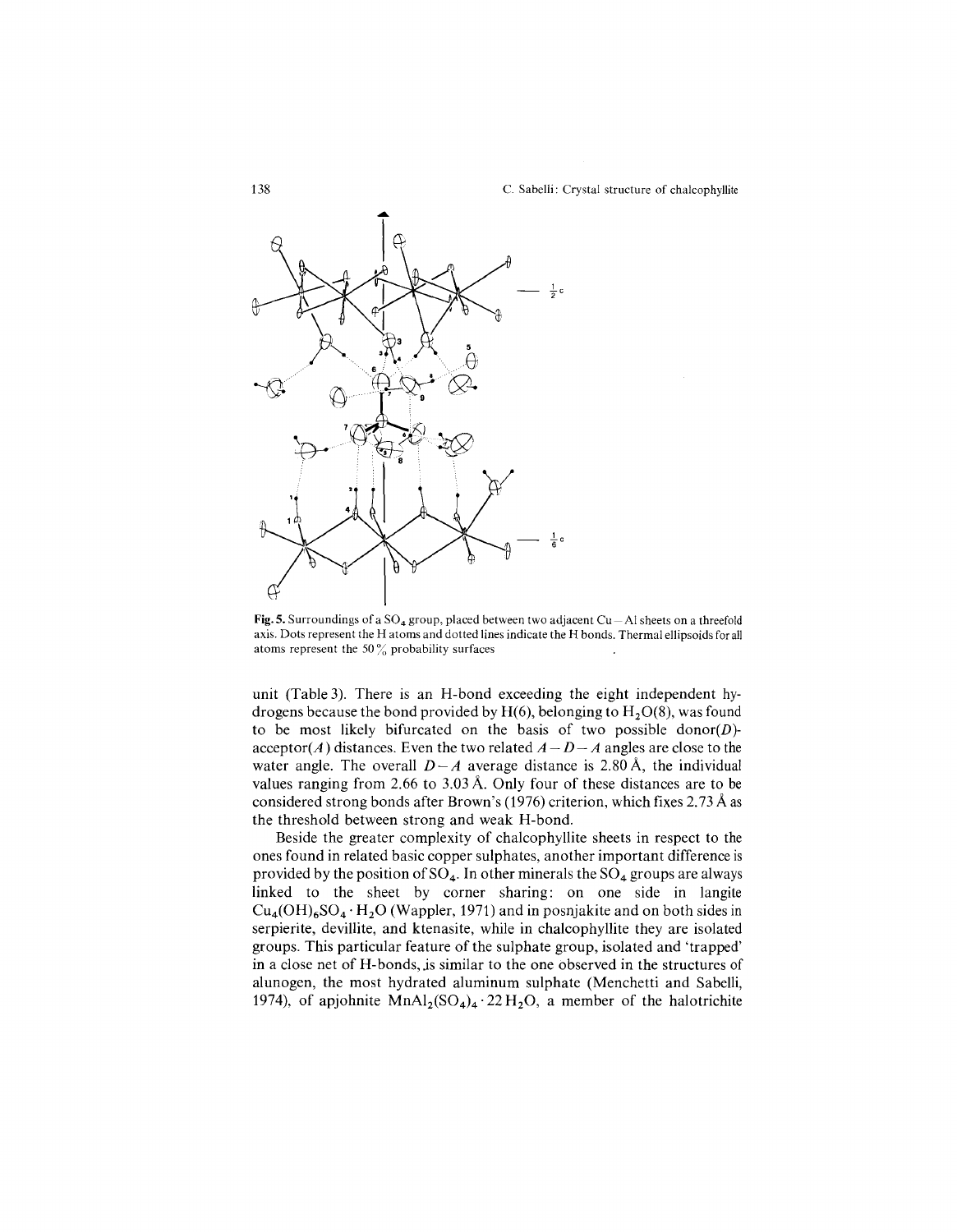**Fig. 5.** Surroundings of a $SO_4$ group, placed between two adjacent Cu—Al sheets on a threefold axis. Dots represent the H atoms and dotted lines indicate the H bonds. Thermal ellipsoids for all atoms represent the 50% probability surfaces

unit (Table 3). There is an H-bond exceeding the eight independent hydrogens because the bond provided by H(6), belonging to $H_2O(8)$, was found to be most likely bifurcated on the basis of two possible donor($D$)-acceptor($A$) distances. Even the two related $A-D-A$ angles are close to the water angle. The overall $D-A$ average distance is 2.80 Å, the individual values ranging from 2.66 to 3.03 Å. Only four of these distances are to be considered strong bonds after Brown's (1976) criterion, which fixes 2.73 Å as the threshold between strong and weak H-bond.

Beside the greater complexity of chalcophyllite sheets in respect to the ones found in related basic copper sulphates, another important difference is provided by the position of $SO_4$. In other minerals the $SO_4$ groups are always linked to the sheet by corner sharing: on one side in langite $Cu_4(OH)_6SO_4 \cdot H_2O$ (Wappler, 1971) and in posnjakite and on both sides in serpierite, devillite, and ktenasite, while in chalcophyllite they are isolated groups. This particular feature of the sulphate group, isolated and 'trapped' in a close net of H-bonds, is similar to the one observed in the structures of alunogen, the most hydrated aluminum sulphate (Menchetti and Sabelli, 1974), of apjohnite $MnAl_2(SO_4)_4 \cdot 22H_2O$, a member of the halotrichite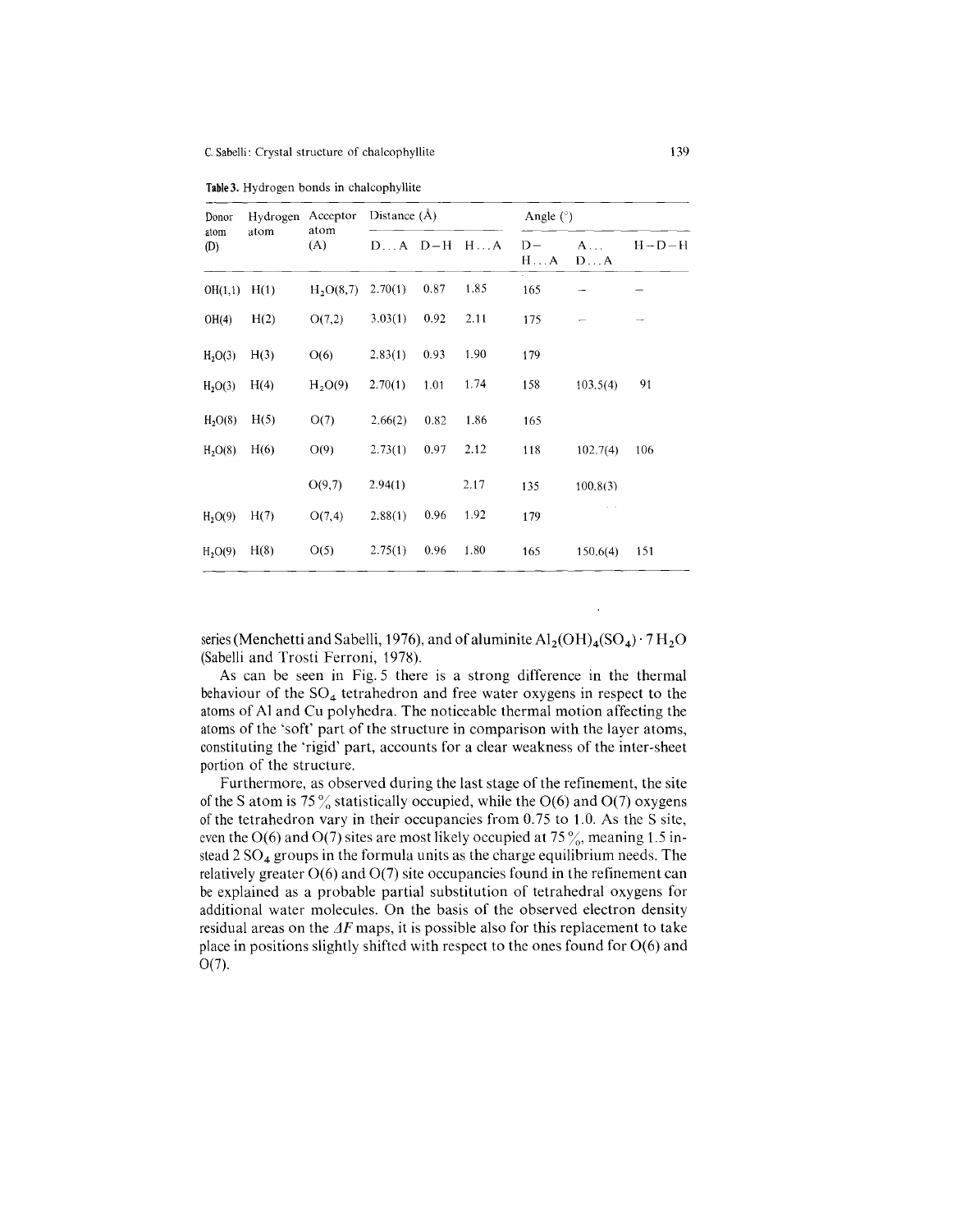**Table 3.** Hydrogen bonds in chalcophyllite

| Donor atom (D) | Hydrogen atom | Acceptor atom (A) | Distance (Å) | | | Angle (°) | | |
|---|---|---|---|---|---|---|---|---|
| | | | D...A | D–H | H...A | D–H...A | A...D...A | H–D–H |
| OH(1,1) | H(1) | $H_2O(8,7)$ | 2.70(1) | 0.87 | 1.85 | 165 | – | – |
| OH(4) | H(2) | O(7,2) | 3.03(1) | 0.92 | 2.11 | 175 | – | – |
| $H_2O(3)$ | H(3) | O(6) | 2.83(1) | 0.93 | 1.90 | 179 | | |
| $H_2O(3)$ | H(4) | $H_2O(9)$ | 2.70(1) | 1.01 | 1.74 | 158 | 103.5(4) | 91 |
| $H_2O(8)$ | H(5) | O(7) | 2.66(2) | 0.82 | 1.86 | 165 | | |
| $H_2O(8)$ | H(6) | O(9) | 2.73(1) | 0.97 | 2.12 | 118 | 102.7(4) | 106 |
| | | O(9,7) | 2.94(1) | | 2.17 | 135 | 100.8(3) | |
| $H_2O(9)$ | H(7) | O(7,4) | 2.88(1) | 0.96 | 1.92 | 179 | | |
| $H_2O(9)$ | H(8) | O(5) | 2.75(1) | 0.96 | 1.80 | 165 | 150.6(4) | 151 |

series (Menchetti and Sabelli, 1976), and of aluminite $Al_2(OH)_4(SO_4) \cdot 7\,H_2O$ (Sabelli and Trosti Ferroni, 1978).

As can be seen in Fig. 5 there is a strong difference in the thermal behaviour of the $SO_4$ tetrahedron and free water oxygens in respect to the atoms of Al and Cu polyhedra. The noticeable thermal motion affecting the atoms of the 'soft' part of the structure in comparison with the layer atoms, constituting the 'rigid' part, accounts for a clear weakness of the inter-sheet portion of the structure.

Furthermore, as observed during the last stage of the refinement, the site of the S atom is 75% statistically occupied, while the O(6) and O(7) oxygens of the tetrahedron vary in their occupancies from 0.75 to 1.0. As the S site, even the O(6) and O(7) sites are most likely occupied at 75%, meaning 1.5 instead 2 $SO_4$ groups in the formula units as the charge equilibrium needs. The relatively greater O(6) and O(7) site occupancies found in the refinement can be explained as a probable partial substitution of tetrahedral oxygens for additional water molecules. On the basis of the observed electron density residual areas on the $\Delta F$ maps, it is possible also for this replacement to take place in positions slightly shifted with respect to the ones found for O(6) and O(7).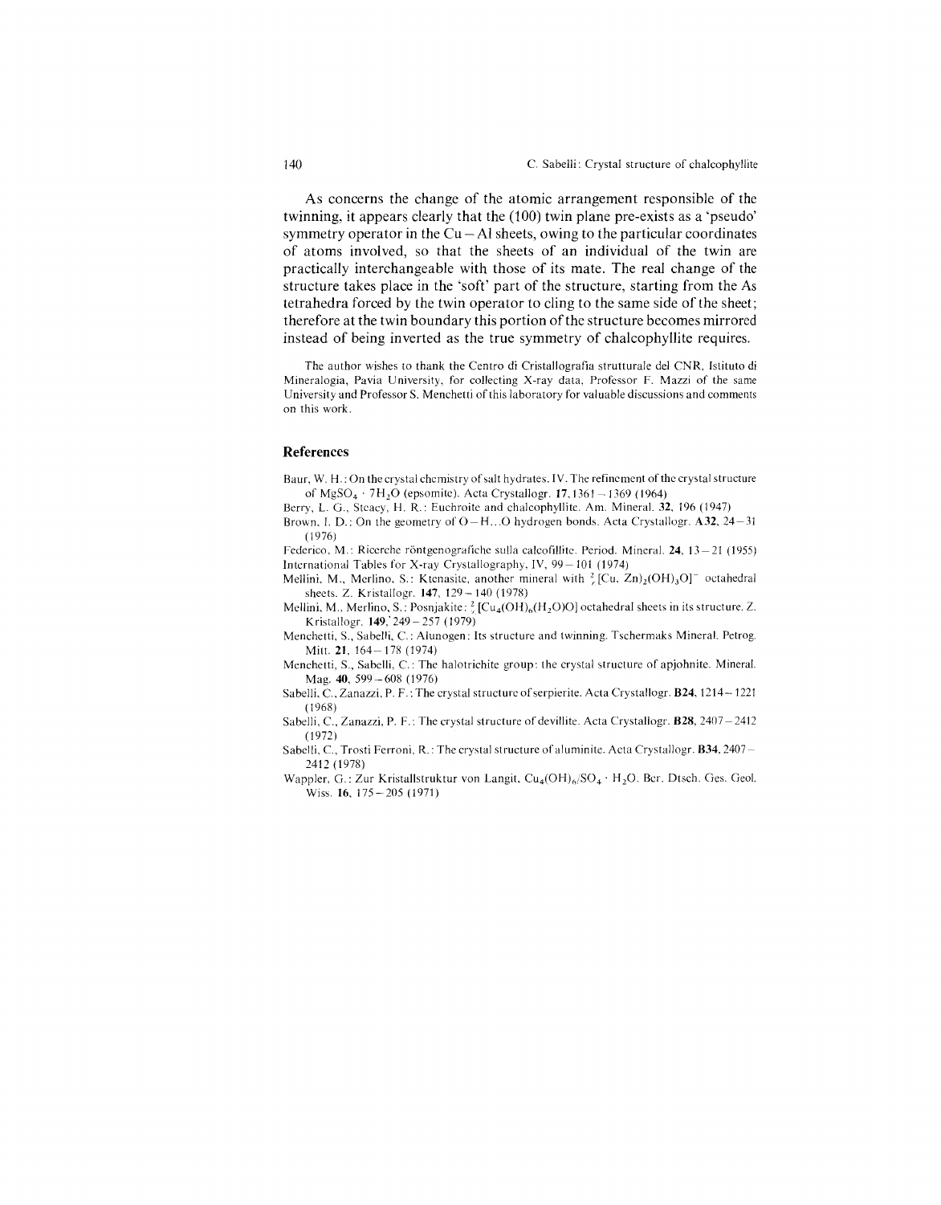As concerns the change of the atomic arrangement responsible of the twinning, it appears clearly that the (100) twin plane pre-exists as a 'pseudo' symmetry operator in the Cu – Al sheets, owing to the particular coordinates of atoms involved, so that the sheets of an individual of the twin are practically interchangeable with those of its mate. The real change of the structure takes place in the 'soft' part of the structure, starting from the As tetrahedra forced by the twin operator to cling to the same side of the sheet; therefore at the twin boundary this portion of the structure becomes mirrored instead of being inverted as the true symmetry of chalcophyllite requires.

The author wishes to thank the Centro di Cristallografia strutturale del CNR, Istituto di Mineralogia, Pavia University, for collecting X-ray data, Professor F. Mazzi of the same University and Professor S. Menchetti of this laboratory for valuable discussions and comments on this work.

## References

Baur, W. H.: On the crystal chemistry of salt hydrates. IV. The refinement of the crystal structure of $MgSO_4 \cdot 7H_2O$ (epsomite). Acta Crystallogr. **17**, 1361 – 1369 (1964)

Berry, L. G., Steacy, H. R.: Euchroite and chalcophyllite. Am. Mineral. **32**, 196 (1947)

Brown, I. D.: On the geometry of O – H...O hydrogen bonds. Acta Crystallogr. **A32**, 24 – 31 (1976)

Federico, M.: Ricerche röntgenografiche sulla calcofillite. Period. Mineral. **24**, 13 – 21 (1955)

International Tables for X-ray Crystallography, IV, 99 – 101 (1974)

Mellini, M., Merlino, S.: Ktenasite, another mineral with $^2_\infty[(Cu, Zn)_2(OH)_3O]^-$ octahedral sheets. Z. Kristallogr. **147**, 129 – 140 (1978)

Mellini, M., Merlino, S.: Posnjakite: $^2_\infty[Cu_4(OH)_6(H_2O)O]$ octahedral sheets in its structure. Z. Kristallogr. **149**, 249 – 257 (1979)

Menchetti, S., Sabelli, C.: Alunogen: Its structure and twinning. Tschermaks Mineral. Petrog. Mitt. **21**, 164 – 178 (1974)

Menchetti, S., Sabelli, C.: The halotrichite group: the crystal structure of apjohnite. Mineral. Mag. **40**, 599 – 608 (1976)

Sabelli, C., Zanazzi, P. F.: The crystal structure of serpierite. Acta Crystallogr. **B24**, 1214 – 1221 (1968)

Sabelli, C., Zanazzi, P. F.: The crystal structure of devillite. Acta Crystallogr. **B28**, 2407 – 2412 (1972)

Sabelli, C., Trosti Ferroni, R.: The crystal structure of aluminite. Acta Crystallogr. **B34**, 2407 – 2412 (1978)

Wappler, G.: Zur Kristallstruktur von Langit, $Cu_4(OH)_6/SO_4 \cdot H_2O$. Ber. Dtsch. Ges. Geol. Wiss. **16**, 175 – 205 (1971)